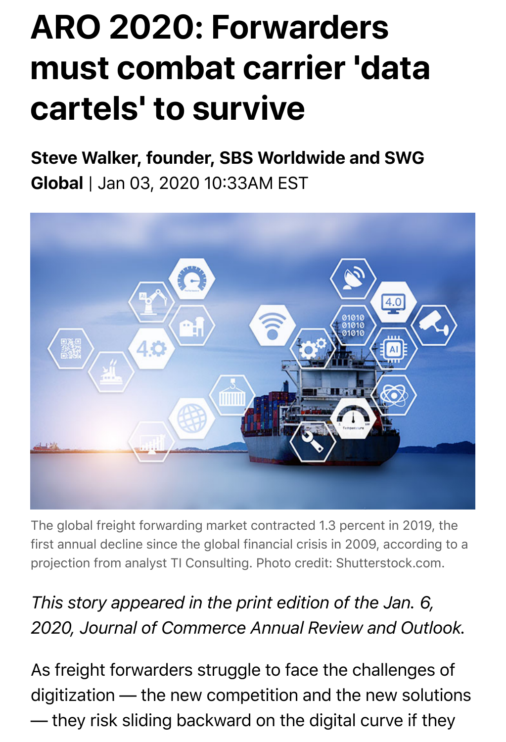# ARO 2020: Forwarders must combat carrier 'data cartels' to survive

**Steve Walker, founder, SBS Worldwide and SWG Global** | Jan 03, 2020 10:33AM EST

The global freight forwarding market contracted 1.3 percent in 2019, the first annual decline since the global financial crisis in 2009, according to a projection from analyst TI Consulting. Photo credit: Shutterstock.com.

*This story appeared in the print edition of the Jan. 6, 2020, Journal of Commerce Annual Review and Outlook.*

As freight forwarders struggle to face the challenges of digitization — the new competition and the new solutions — they risk sliding backward on the digital curve if they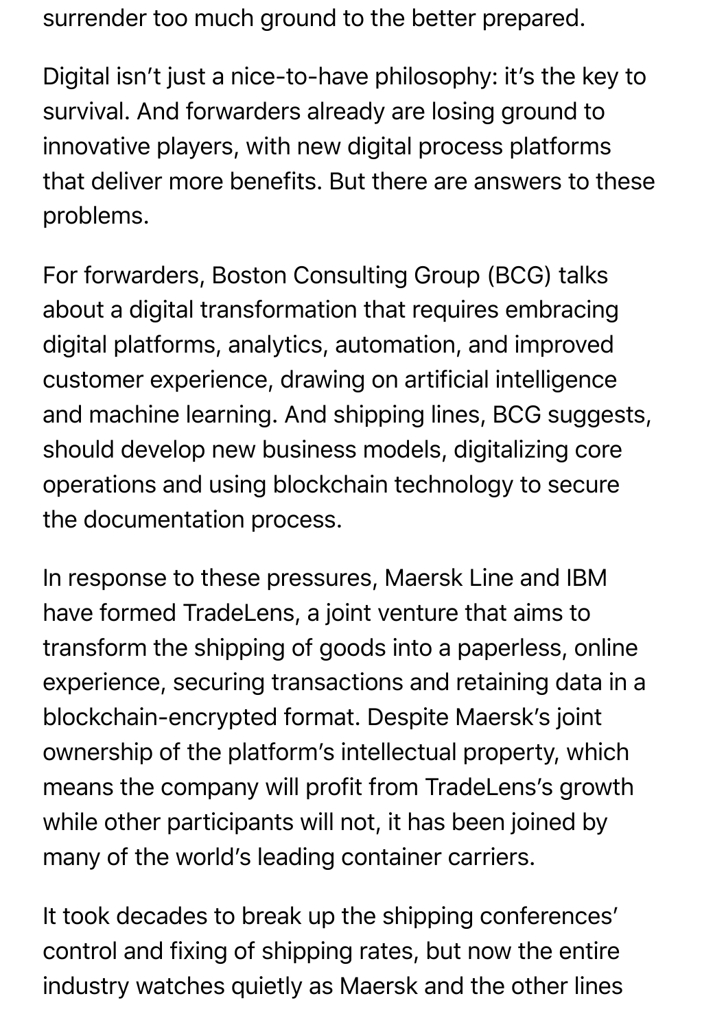surrender too much ground to the better prepared.

Digital isn't just a nice-to-have philosophy: it's the key to survival. And forwarders already are losing ground to innovative players, with new digital process platforms that deliver more benefits. But there are answers to these problems.

For forwarders, Boston Consulting Group (BCG) talks about a digital transformation that requires embracing digital platforms, analytics, automation, and improved customer experience, drawing on artificial intelligence and machine learning. And shipping lines, BCG suggests, should develop new business models, digitalizing core operations and using blockchain technology to secure the documentation process.

In response to these pressures, Maersk Line and IBM have formed TradeLens, a joint venture that aims to transform the shipping of goods into a paperless, online experience, securing transactions and retaining data in a blockchain-encrypted format. Despite Maersk's joint ownership of the platform's intellectual property, which means the company will profit from TradeLens's growth while other participants will not, it has been joined by many of the world's leading container carriers.

It took decades to break up the shipping conferences' control and fixing of shipping rates, but now the entire industry watches quietly as Maersk and the other lines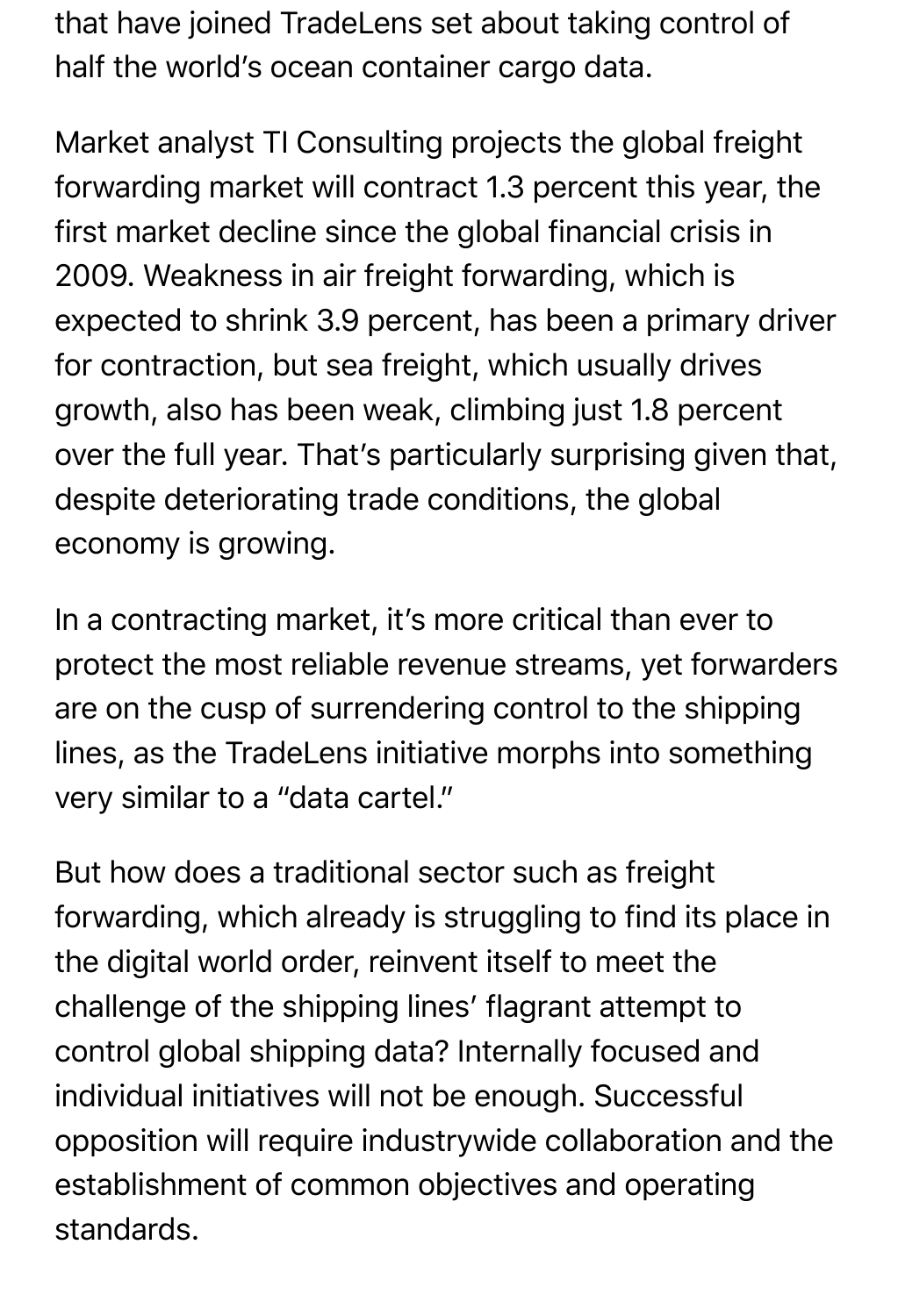that have joined TradeLens set about taking control of half the world's ocean container cargo data.

Market analyst TI Consulting projects the global freight forwarding market will contract 1.3 percent this year, the first market decline since the global financial crisis in 2009. Weakness in air freight forwarding, which is expected to shrink 3.9 percent, has been a primary driver for contraction, but sea freight, which usually drives growth, also has been weak, climbing just 1.8 percent over the full year. That's particularly surprising given that, despite deteriorating trade conditions, the global economy is growing.

In a contracting market, it's more critical than ever to protect the most reliable revenue streams, yet forwarders are on the cusp of surrendering control to the shipping lines, as the TradeLens initiative morphs into something very similar to a "data cartel."

But how does a traditional sector such as freight forwarding, which already is struggling to find its place in the digital world order, reinvent itself to meet the challenge of the shipping lines' flagrant attempt to control global shipping data? Internally focused and individual initiatives will not be enough. Successful opposition will require industrywide collaboration and the establishment of common objectives and operating standards.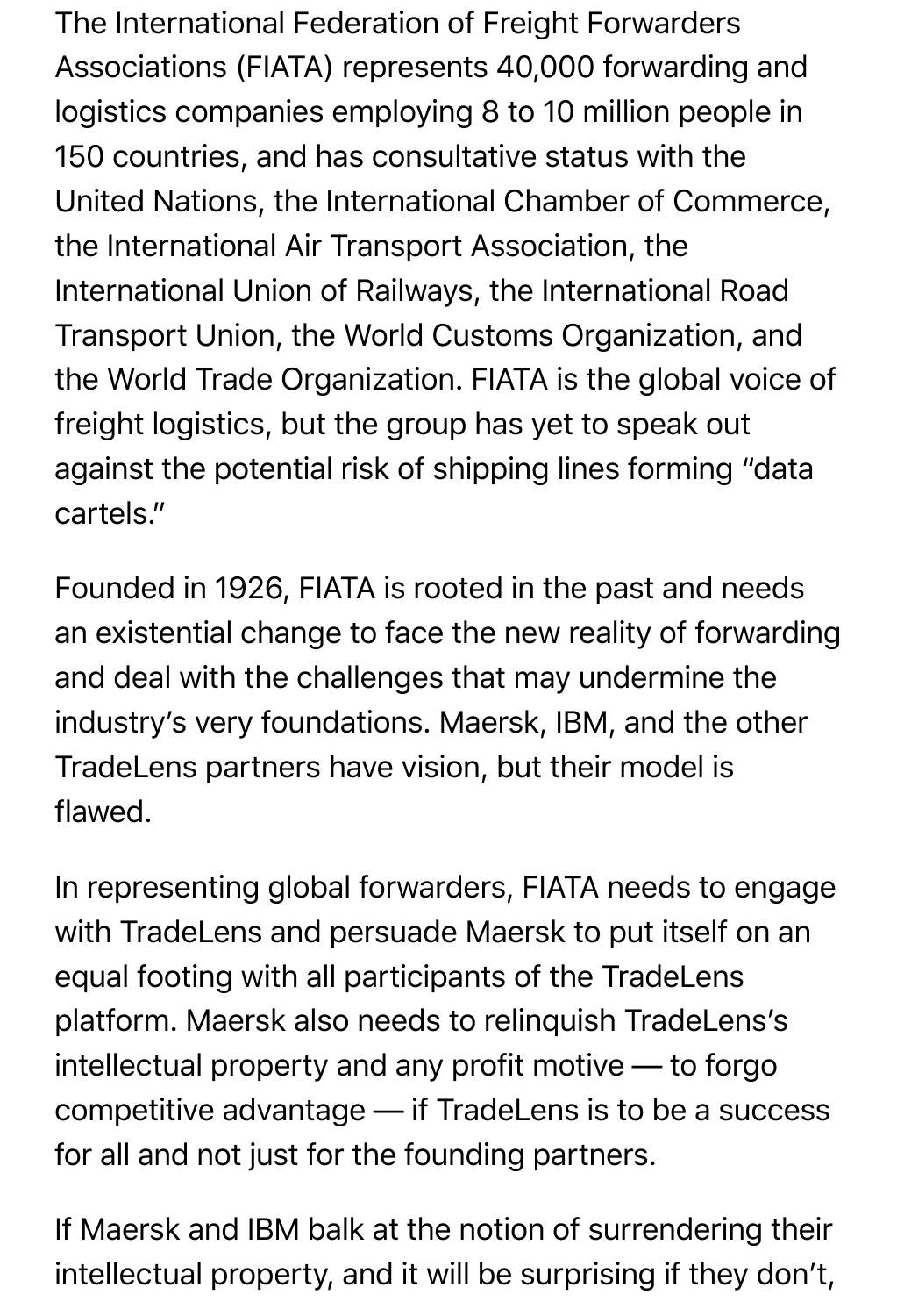The International Federation of Freight Forwarders Associations (FIATA) represents 40,000 forwarding and logistics companies employing 8 to 10 million people in 150 countries, and has consultative status with the United Nations, the International Chamber of Commerce, the International Air Transport Association, the International Union of Railways, the International Road Transport Union, the World Customs Organization, and the World Trade Organization. FIATA is the global voice of freight logistics, but the group has yet to speak out against the potential risk of shipping lines forming "data cartels."

Founded in 1926, FIATA is rooted in the past and needs an existential change to face the new reality of forwarding and deal with the challenges that may undermine the industry's very foundations. Maersk, IBM, and the other TradeLens partners have vision, but their model is flawed.

In representing global forwarders, FIATA needs to engage with TradeLens and persuade Maersk to put itself on an equal footing with all participants of the TradeLens platform. Maersk also needs to relinquish TradeLens's intellectual property and any profit motive — to forgo competitive advantage — if TradeLens is to be a success for all and not just for the founding partners.

If Maersk and IBM balk at the notion of surrendering their intellectual property, and it will be surprising if they don't,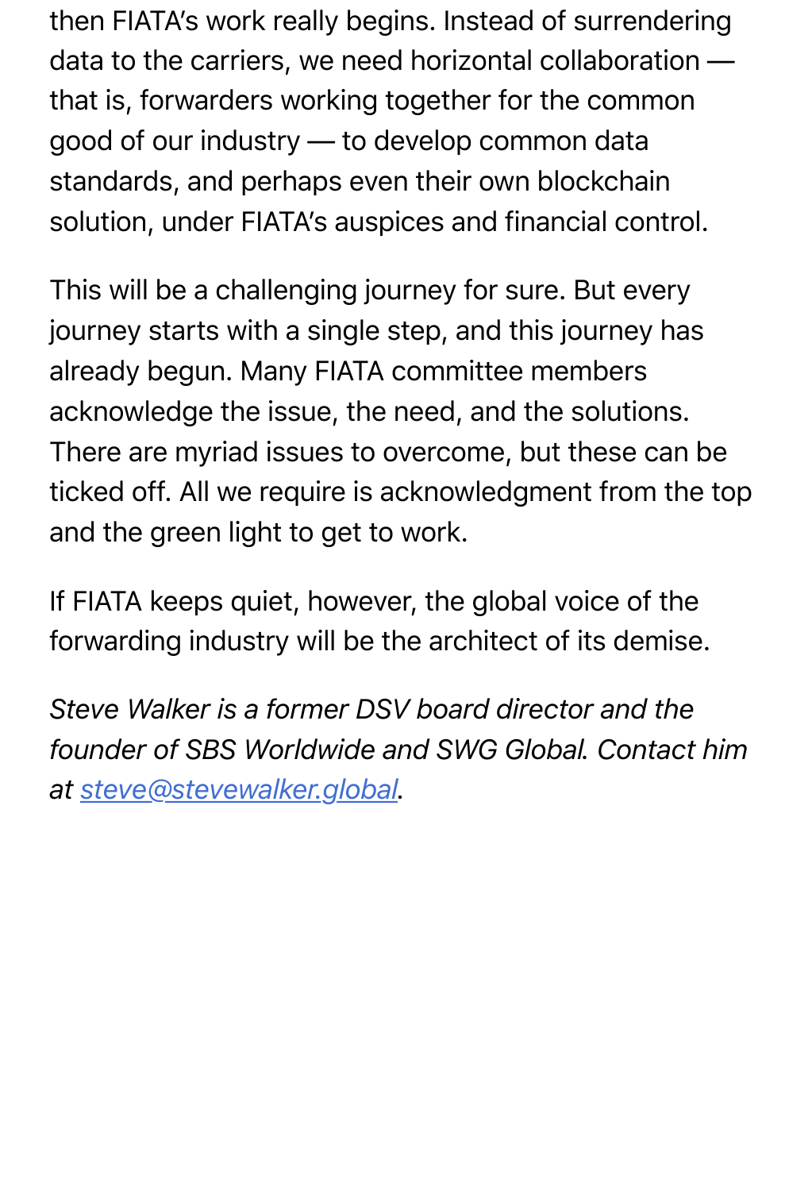then FIATA's work really begins. Instead of surrendering data to the carriers, we need horizontal collaboration — that is, forwarders working together for the common good of our industry — to develop common data standards, and perhaps even their own blockchain solution, under FIATA's auspices and financial control.

This will be a challenging journey for sure. But every journey starts with a single step, and this journey has already begun. Many FIATA committee members acknowledge the issue, the need, and the solutions. There are myriad issues to overcome, but these can be ticked off. All we require is acknowledgment from the top and the green light to get to work.

If FIATA keeps quiet, however, the global voice of the forwarding industry will be the architect of its demise.

*Steve Walker is a former DSV board director and the founder of SBS Worldwide and SWG Global. Contact him at [steve@stevewalker.global](mailto:steve@stevewalker.global).*